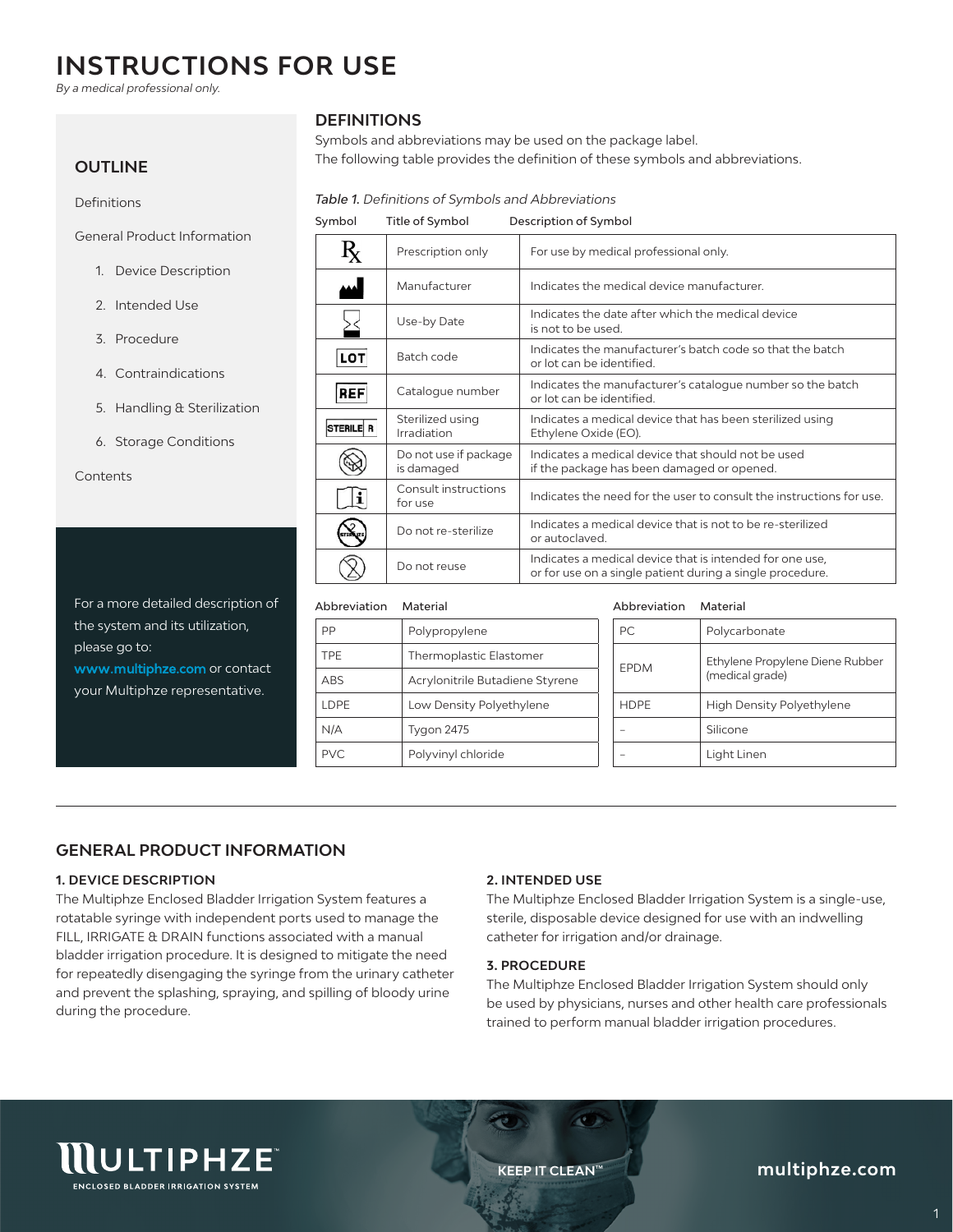# INSTRUCTIONS FOR USE

*By a medical professional only.*

## OUTLINE

Definitions

General Product Information

1. Device Description
2. Intended Use
3. Procedure
4. Contraindications
5. Handling & Sterilization
6. Storage Conditions

Contents

For a more detailed description of the system and its utilization, please go to: www.multiphze.com or contact your Multiphze representative.

## DEFINITIONS

Symbols and abbreviations may be used on the package label.
The following table provides the definition of these symbols and abbreviations.

*Table 1. Definitions of Symbols and Abbreviations*

| Symbol | Title of Symbol | Description of Symbol |
|---|---|---|
| ℞ | Prescription only | For use by medical professional only. |
| | Manufacturer | Indicates the medical device manufacturer. |
| | Use-by Date | Indicates the date after which the medical device is not to be used. |
| LOT | Batch code | Indicates the manufacturer's batch code so that the batch or lot can be identified. |
| REF | Catalogue number | Indicates the manufacturer's catalogue number so the batch or lot can be identified. |
| STERILE R | Sterilized using Irradiation | Indicates a medical device that has been sterilized using Ethylene Oxide (EO). |
| | Do not use if package is damaged | Indicates a medical device that should not be used if the package has been damaged or opened. |
| | Consult instructions for use | Indicates the need for the user to consult the instructions for use. |
| | Do not re-sterilize | Indicates a medical device that is not to be re-sterilized or autoclaved. |
| | Do not reuse | Indicates a medical device that is intended for one use, or for use on a single patient during a single procedure. |

| Abbreviation | Material |
|---|---|
| PP | Polypropylene |
| TPE | Thermoplastic Elastomer |
| ABS | Acrylonitrile Butadiene Styrene |
| LDPE | Low Density Polyethylene |
| N/A | Tygon 2475 |
| PVC | Polyvinyl chloride |

| Abbreviation | Material |
|---|---|
| PC | Polycarbonate |
| EPDM | Ethylene Propylene Diene Rubber (medical grade) |
| HDPE | High Density Polyethylene |
| – | Silicone |
| – | Light Linen |

## GENERAL PRODUCT INFORMATION

### 1. DEVICE DESCRIPTION

The Multiphze Enclosed Bladder Irrigation System features a rotatable syringe with independent ports used to manage the FILL, IRRIGATE & DRAIN functions associated with a manual bladder irrigation procedure. It is designed to mitigate the need for repeatedly disengaging the syringe from the urinary catheter and prevent the splashing, spraying, and spilling of bloody urine during the procedure.

### 2. INTENDED USE

The Multiphze Enclosed Bladder Irrigation System is a single-use, sterile, disposable device designed for use with an indwelling catheter for irrigation and/or drainage.

### 3. PROCEDURE

The Multiphze Enclosed Bladder Irrigation System should only be used by physicians, nurses and other health care professionals trained to perform manual bladder irrigation procedures.

MULTIPHZE™ ENCLOSED BLADDER IRRIGATION SYSTEM

KEEP IT CLEAN™

multiphze.com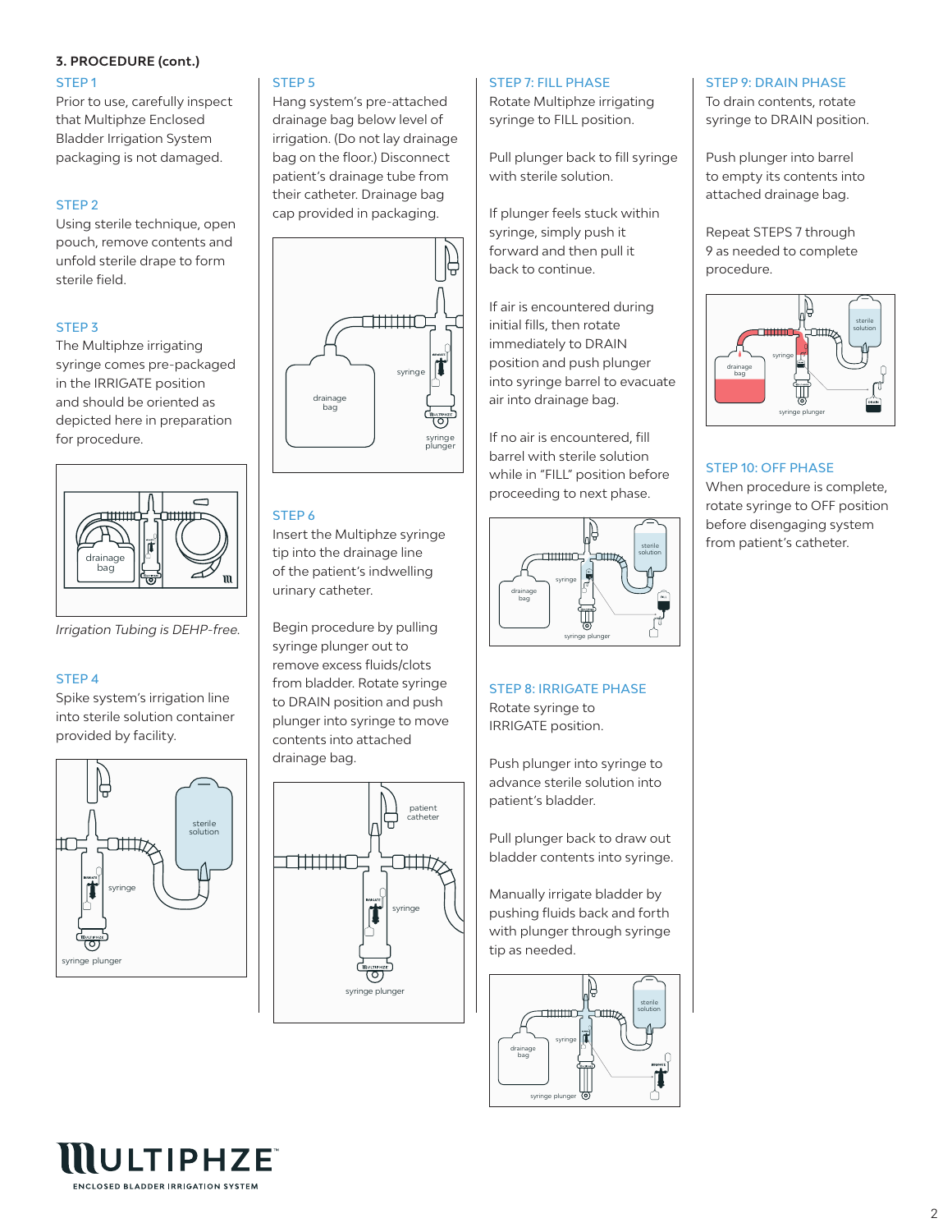**3. PROCEDURE (cont.)**

### STEP 1

Prior to use, carefully inspect that Multiphze Enclosed Bladder Irrigation System packaging is not damaged.

### STEP 2

Using sterile technique, open pouch, remove contents and unfold sterile drape to form sterile field.

### STEP 3

The Multiphze irrigating syringe comes pre-packaged in the IRRIGATE position and should be oriented as depicted here in preparation for procedure.

*Irrigation Tubing is DEHP-free.*

### STEP 4

Spike system's irrigation line into sterile solution container provided by facility.

### STEP 5

Hang system's pre-attached drainage bag below level of irrigation. (Do not lay drainage bag on the floor.) Disconnect patient's drainage tube from their catheter. Drainage bag cap provided in packaging.

### STEP 6

Insert the Multiphze syringe tip into the drainage line of the patient's indwelling urinary catheter.

Begin procedure by pulling syringe plunger out to remove excess fluids/clots from bladder. Rotate syringe to DRAIN position and push plunger into syringe to move contents into attached drainage bag.

### STEP 7: FILL PHASE

Rotate Multiphze irrigating syringe to FILL position.

Pull plunger back to fill syringe with sterile solution.

If plunger feels stuck within syringe, simply push it forward and then pull it back to continue.

If air is encountered during initial fills, then rotate immediately to DRAIN position and push plunger into syringe barrel to evacuate air into drainage bag.

If no air is encountered, fill barrel with sterile solution while in "FILL" position before proceeding to next phase.

### STEP 8: IRRIGATE PHASE

Rotate syringe to IRRIGATE position.

Push plunger into syringe to advance sterile solution into patient's bladder.

Pull plunger back to draw out bladder contents into syringe.

Manually irrigate bladder by pushing fluids back and forth with plunger through syringe tip as needed.

### STEP 9: DRAIN PHASE

To drain contents, rotate syringe to DRAIN position.

Push plunger into barrel to empty its contents into attached drainage bag.

Repeat STEPS 7 through 9 as needed to complete procedure.

### STEP 10: OFF PHASE

When procedure is complete, rotate syringe to OFF position before disengaging system from patient's catheter.

MULTIPHZE™
ENCLOSED BLADDER IRRIGATION SYSTEM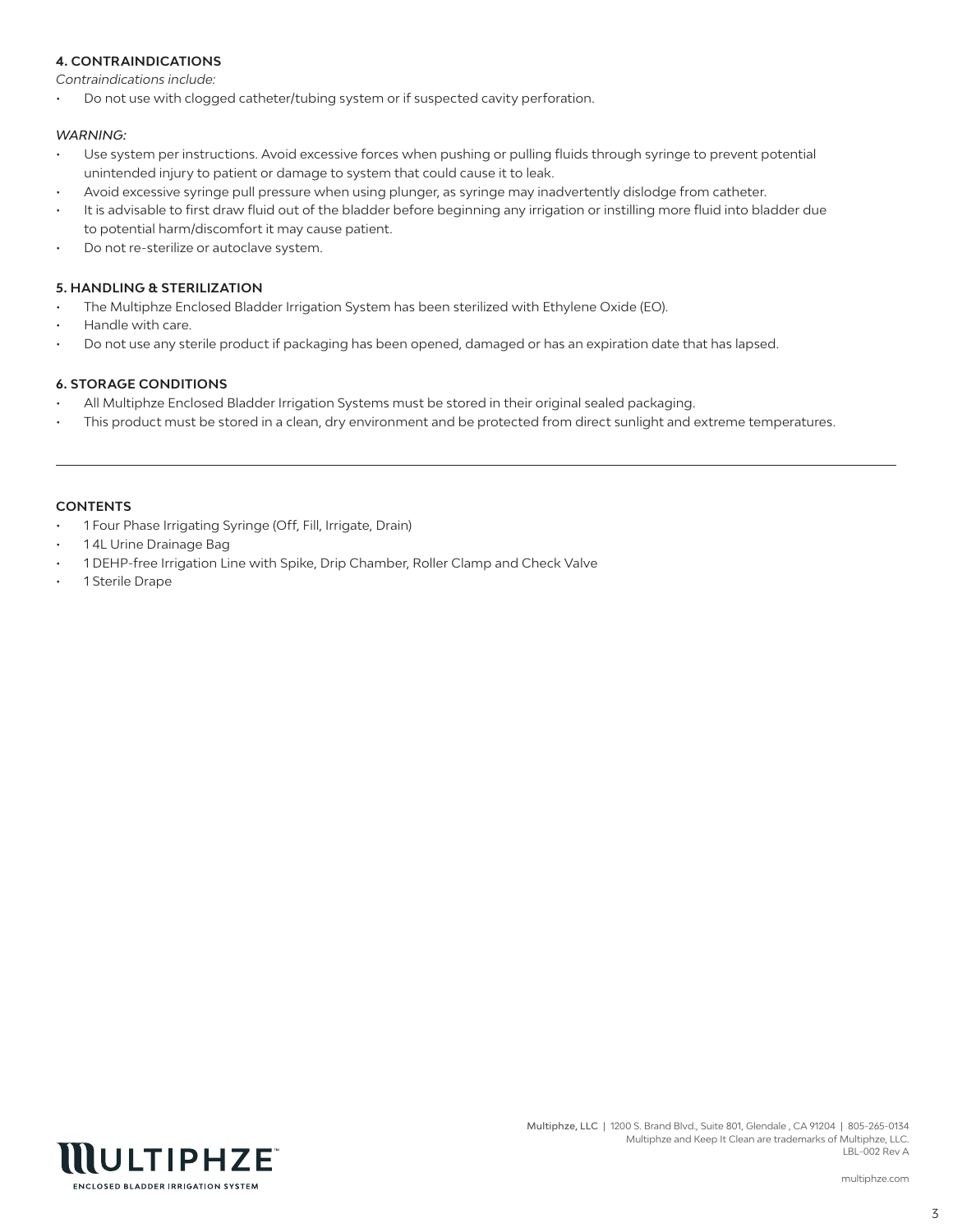### 4. CONTRAINDICATIONS

*Contraindications include:*

- Do not use with clogged catheter/tubing system or if suspected cavity perforation.

*WARNING:*

- Use system per instructions. Avoid excessive forces when pushing or pulling fluids through syringe to prevent potential unintended injury to patient or damage to system that could cause it to leak.
- Avoid excessive syringe pull pressure when using plunger, as syringe may inadvertently dislodge from catheter.
- It is advisable to first draw fluid out of the bladder before beginning any irrigation or instilling more fluid into bladder due to potential harm/discomfort it may cause patient.
- Do not re-sterilize or autoclave system.

### 5. HANDLING & STERILIZATION

- The Multiphze Enclosed Bladder Irrigation System has been sterilized with Ethylene Oxide (EO).
- Handle with care.
- Do not use any sterile product if packaging has been opened, damaged or has an expiration date that has lapsed.

### 6. STORAGE CONDITIONS

- All Multiphze Enclosed Bladder Irrigation Systems must be stored in their original sealed packaging.
- This product must be stored in a clean, dry environment and be protected from direct sunlight and extreme temperatures.

---

### CONTENTS

- 1 Four Phase Irrigating Syringe (Off, Fill, Irrigate, Drain)
- 1 4L Urine Drainage Bag
- 1 DEHP-free Irrigation Line with Spike, Drip Chamber, Roller Clamp and Check Valve
- 1 Sterile Drape

MULTIPHZE™
ENCLOSED BLADDER IRRIGATION SYSTEM

**Multiphze, LLC** | 1200 S. Brand Blvd., Suite 801, Glendale , CA 91204 | 805-265-0134
Multiphze and Keep It Clean are trademarks of Multiphze, LLC.
LBL-002 Rev A

multiphze.com